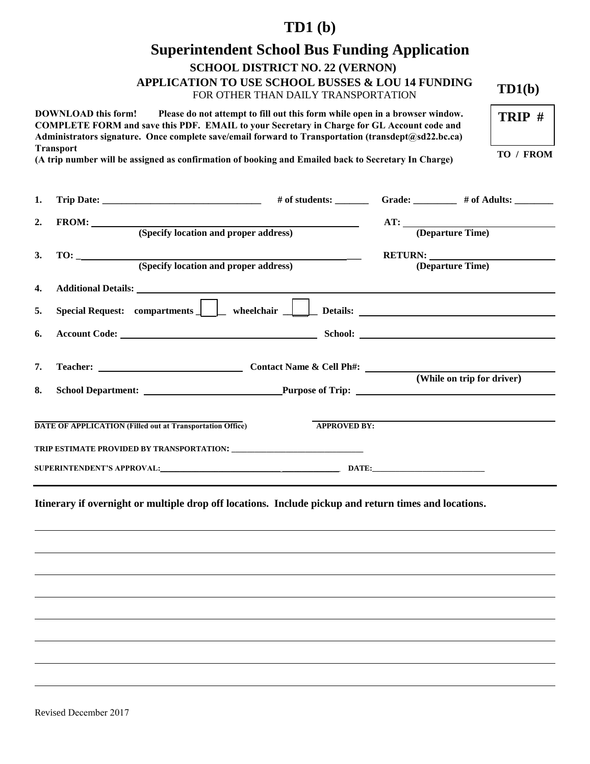# TD1 (b)

## Superintendent School Bus Funding Application

### SCHOOL DISTRICT NO. 22 (VERNON)

### APPLICATION TO USE SCHOOL BUSSES & LOU 14 FUNDING

FOR OTHER THAN DAILY TRANSPORTATION

**TD1(b)**

**TRIP #**

**TO / FROM**

**DOWNLOAD this form!** **Please do not attempt to fill out this form while open in a browser window. COMPLETE FORM and save this PDF. EMAIL to your Secretary in Charge for GL Account code and Administrators signature. Once complete save/email forward to Transportation (transdept@sd22.bc.ca) Transport**
**(A trip number will be assigned as confirmation of booking and Emailed back to Secretary In Charge)**

1. **Trip Date:** ________________________________ **# of students:** _______ **Grade:** _________ **# of Adults:** ________

2. **FROM:** ______________________________________________ **AT:** ____________________________
   **(Specify location and proper address)** **(Departure Time)**

3. **TO:** ______________________________________________ **RETURN:** ____________________________
   **(Specify location and proper address)** **(Departure Time)**

4. **Additional Details:** ______________________________________________________________________

5. **Special Request: compartments** ☐ **wheelchair** ☐ **Details:** ________________________________

6. **Account Code:** ____________________________________ **School:** ____________________________

7. **Teacher:** ____________________________ **Contact Name & Cell Ph#:** ____________________________
   **(While on trip for driver)**

8. **School Department:** ____________________________ **Purpose of Trip:** ____________________________

______________________________________________ ______________________________________________
**DATE OF APPLICATION (Filled out at Transportation Office)** **APPROVED BY:**

**TRIP ESTIMATE PROVIDED BY TRANSPORTATION:** ________________________________

**SUPERINTENDENT'S APPROVAL:**____________________________________________ **DATE:**____________________________

---

**Itinerary if overnight or multiple drop off locations. Include pickup and return times and locations.**

______________________________________________________________________________________________

______________________________________________________________________________________________

______________________________________________________________________________________________

______________________________________________________________________________________________

______________________________________________________________________________________________

______________________________________________________________________________________________

______________________________________________________________________________________________

______________________________________________________________________________________________

Revised December 2017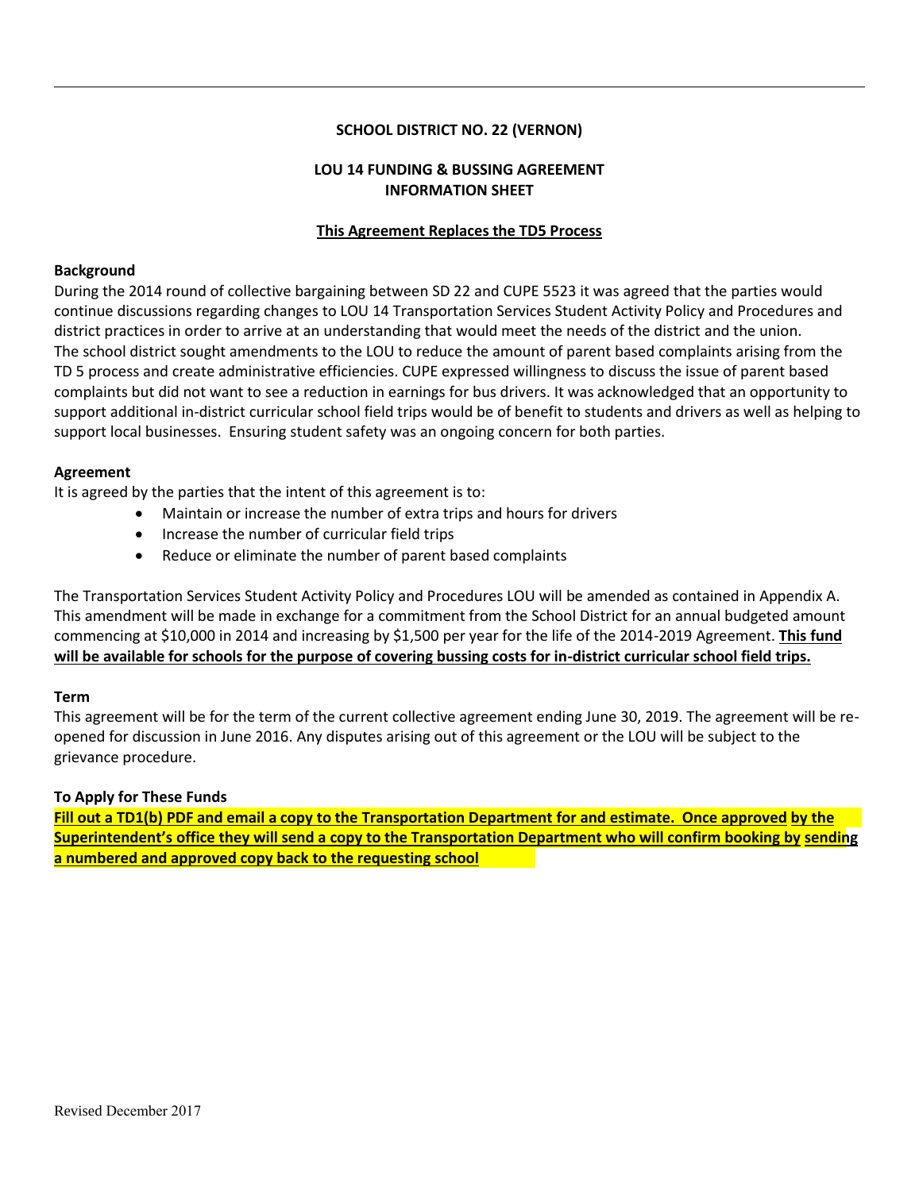**SCHOOL DISTRICT NO. 22 (VERNON)**

**LOU 14 FUNDING & BUSSING AGREEMENT**
**INFORMATION SHEET**

**<u>This Agreement Replaces the TD5 Process</u>**

**Background**

During the 2014 round of collective bargaining between SD 22 and CUPE 5523 it was agreed that the parties would continue discussions regarding changes to LOU 14 Transportation Services Student Activity Policy and Procedures and district practices in order to arrive at an understanding that would meet the needs of the district and the union. The school district sought amendments to the LOU to reduce the amount of parent based complaints arising from the TD 5 process and create administrative efficiencies. CUPE expressed willingness to discuss the issue of parent based complaints but did not want to see a reduction in earnings for bus drivers. It was acknowledged that an opportunity to support additional in-district curricular school field trips would be of benefit to students and drivers as well as helping to support local businesses. Ensuring student safety was an ongoing concern for both parties.

**Agreement**

It is agreed by the parties that the intent of this agreement is to:

- Maintain or increase the number of extra trips and hours for drivers
- Increase the number of curricular field trips
- Reduce or eliminate the number of parent based complaints

The Transportation Services Student Activity Policy and Procedures LOU will be amended as contained in Appendix A. This amendment will be made in exchange for a commitment from the School District for an annual budgeted amount commencing at $10,000 in 2014 and increasing by $1,500 per year for the life of the 2014-2019 Agreement. **<u>This fund will be available for schools for the purpose of covering bussing costs for in-district curricular school field trips.</u>**

**Term**

This agreement will be for the term of the current collective agreement ending June 30, 2019. The agreement will be re-opened for discussion in June 2016. Any disputes arising out of this agreement or the LOU will be subject to the grievance procedure.

**To Apply for These Funds**

**<u>Fill out a TD1(b) PDF and email a copy to the Transportation Department for and estimate. Once approved by the Superintendent's office they will send a copy to the Transportation Department who will confirm booking by sending a numbered and approved copy back to the requesting school</u>**

Revised December 2017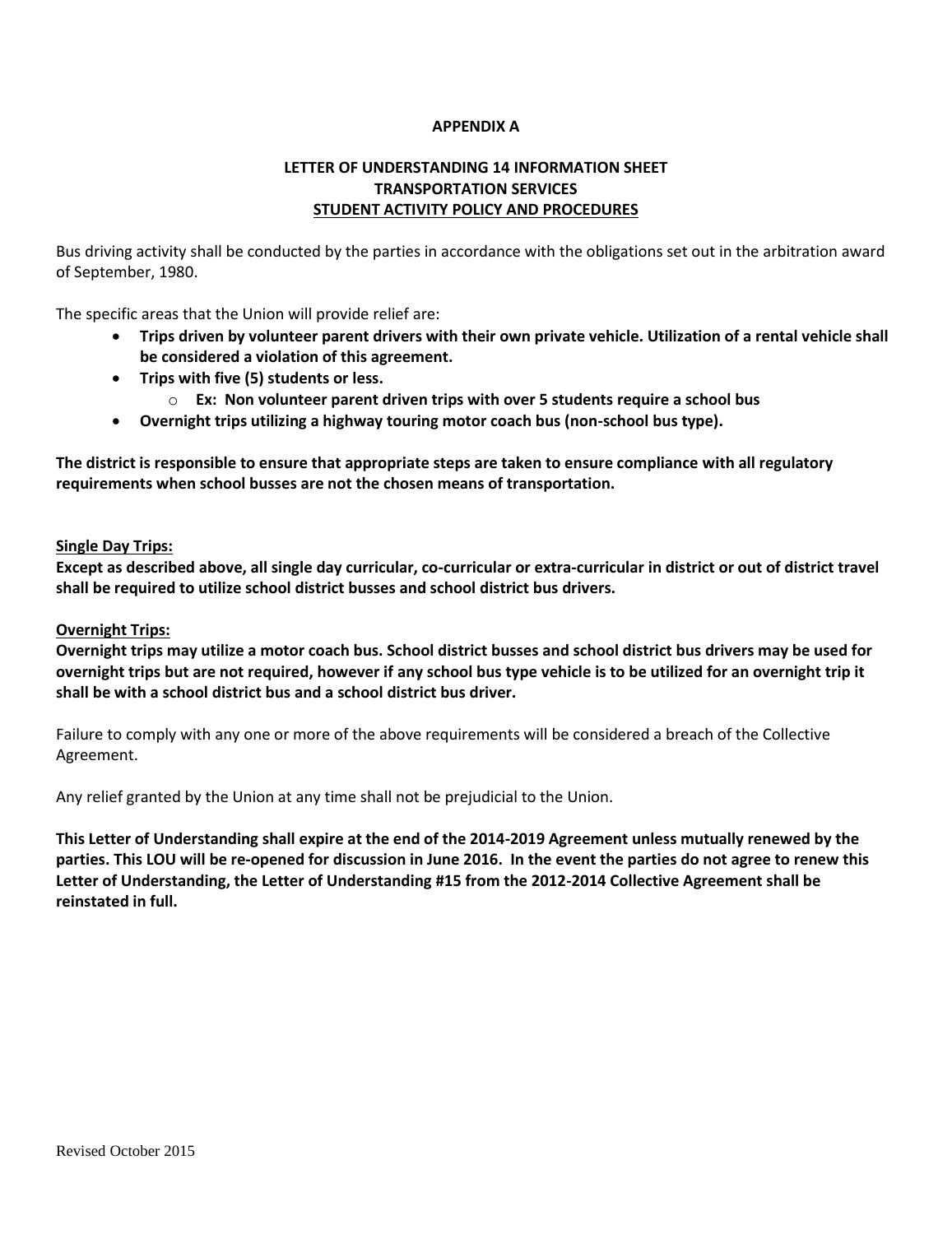**APPENDIX A**

**LETTER OF UNDERSTANDING 14 INFORMATION SHEET**
**TRANSPORTATION SERVICES**
**STUDENT ACTIVITY POLICY AND PROCEDURES**

Bus driving activity shall be conducted by the parties in accordance with the obligations set out in the arbitration award of September, 1980.

The specific areas that the Union will provide relief are:

- **Trips driven by volunteer parent drivers with their own private vehicle. Utilization of a rental vehicle shall be considered a violation of this agreement.**
- **Trips with five (5) students or less.**
  - **Ex: Non volunteer parent driven trips with over 5 students require a school bus**
- **Overnight trips utilizing a highway touring motor coach bus (non-school bus type).**

**The district is responsible to ensure that appropriate steps are taken to ensure compliance with all regulatory requirements when school busses are not the chosen means of transportation.**

**Single Day Trips:**

**Except as described above, all single day curricular, co-curricular or extra-curricular in district or out of district travel shall be required to utilize school district busses and school district bus drivers.**

**Overnight Trips:**

**Overnight trips may utilize a motor coach bus. School district busses and school district bus drivers may be used for overnight trips but are not required, however if any school bus type vehicle is to be utilized for an overnight trip it shall be with a school district bus and a school district bus driver.**

Failure to comply with any one or more of the above requirements will be considered a breach of the Collective Agreement.

Any relief granted by the Union at any time shall not be prejudicial to the Union.

**This Letter of Understanding shall expire at the end of the 2014-2019 Agreement unless mutually renewed by the parties. This LOU will be re-opened for discussion in June 2016. In the event the parties do not agree to renew this Letter of Understanding, the Letter of Understanding #15 from the 2012-2014 Collective Agreement shall be reinstated in full.**

Revised October 2015